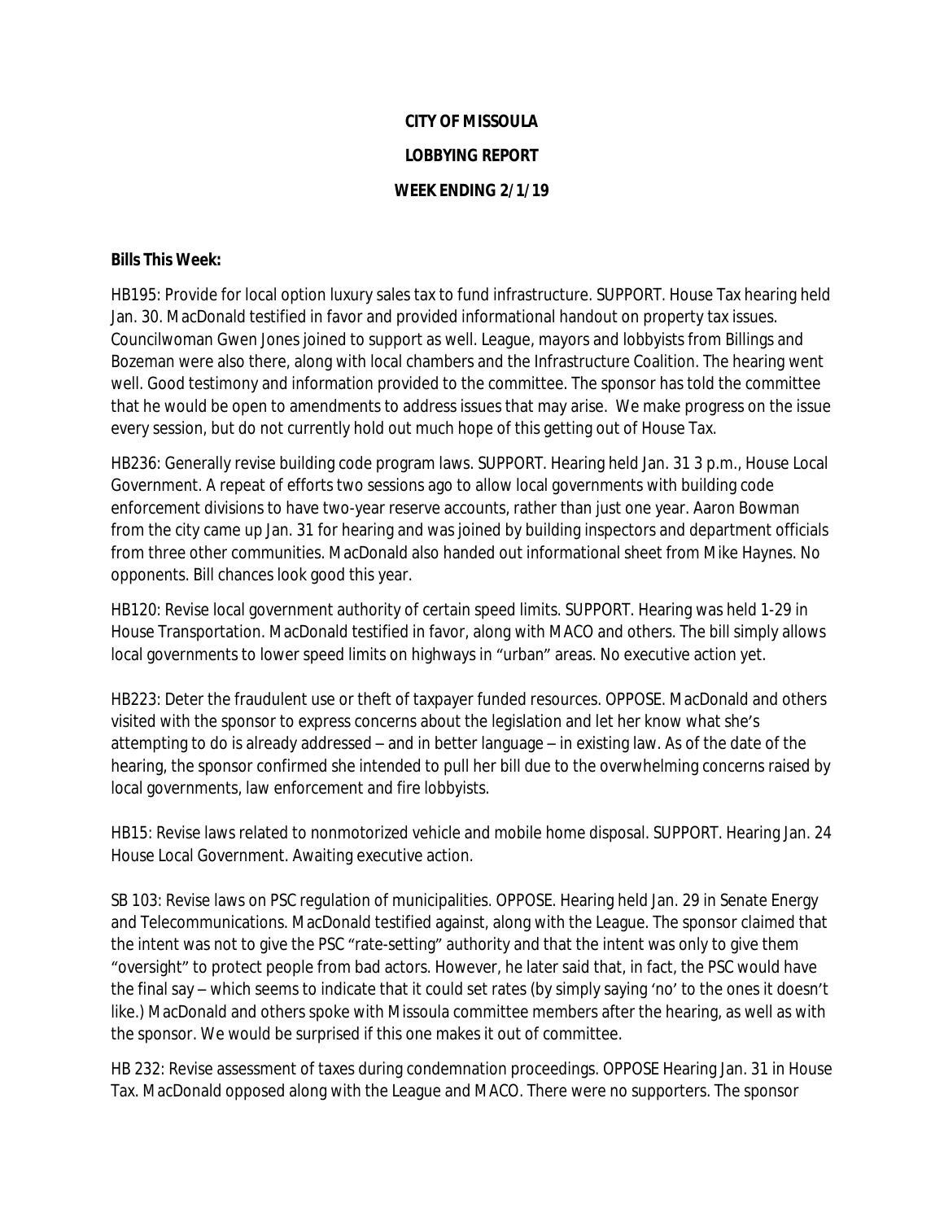# CITY OF MISSOULA

## LOBBYING REPORT

## WEEK ENDING 2/1/19

**Bills This Week:**

HB195: Provide for local option luxury sales tax to fund infrastructure. SUPPORT. House Tax hearing held Jan. 30. MacDonald testified in favor and provided informational handout on property tax issues. Councilwoman Gwen Jones joined to support as well. League, mayors and lobbyists from Billings and Bozeman were also there, along with local chambers and the Infrastructure Coalition. The hearing went well. Good testimony and information provided to the committee. The sponsor has told the committee that he would be open to amendments to address issues that may arise. We make progress on the issue every session, but do not currently hold out much hope of this getting out of House Tax.

HB236: Generally revise building code program laws. SUPPORT. Hearing held Jan. 31 3 p.m., House Local Government. A repeat of efforts two sessions ago to allow local governments with building code enforcement divisions to have two-year reserve accounts, rather than just one year. Aaron Bowman from the city came up Jan. 31 for hearing and was joined by building inspectors and department officials from three other communities. MacDonald also handed out informational sheet from Mike Haynes. No opponents. Bill chances look good this year.

HB120: Revise local government authority of certain speed limits. SUPPORT. Hearing was held 1-29 in House Transportation. MacDonald testified in favor, along with MACO and others. The bill simply allows local governments to lower speed limits on highways in "urban" areas. No executive action yet.

HB223: Deter the fraudulent use or theft of taxpayer funded resources. OPPOSE. MacDonald and others visited with the sponsor to express concerns about the legislation and let her know what she's attempting to do is already addressed – and in better language – in existing law. As of the date of the hearing, the sponsor confirmed she intended to pull her bill due to the overwhelming concerns raised by local governments, law enforcement and fire lobbyists.

HB15: Revise laws related to nonmotorized vehicle and mobile home disposal. SUPPORT. Hearing Jan. 24 House Local Government. Awaiting executive action.

SB 103: Revise laws on PSC regulation of municipalities. OPPOSE. Hearing held Jan. 29 in Senate Energy and Telecommunications. MacDonald testified against, along with the League. The sponsor claimed that the intent was not to give the PSC "rate-setting" authority and that the intent was only to give them "oversight" to protect people from bad actors. However, he later said that, in fact, the PSC would have the final say – which seems to indicate that it could set rates (by simply saying 'no' to the ones it doesn't like.) MacDonald and others spoke with Missoula committee members after the hearing, as well as with the sponsor. We would be surprised if this one makes it out of committee.

HB 232: Revise assessment of taxes during condemnation proceedings. OPPOSE Hearing Jan. 31 in House Tax. MacDonald opposed along with the League and MACO. There were no supporters. The sponsor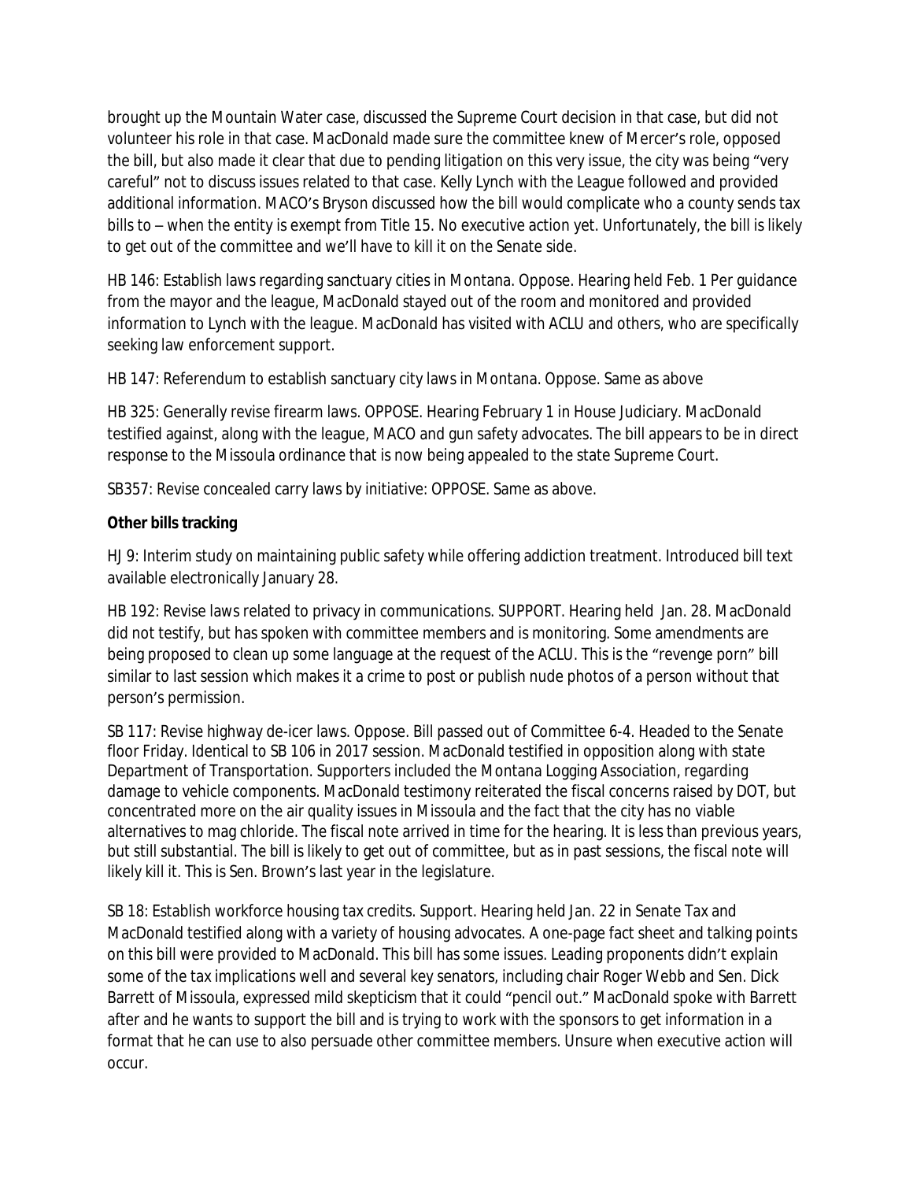brought up the Mountain Water case, discussed the Supreme Court decision in that case, but did not volunteer his role in that case. MacDonald made sure the committee knew of Mercer's role, opposed the bill, but also made it clear that due to pending litigation on this very issue, the city was being "very careful" not to discuss issues related to that case. Kelly Lynch with the League followed and provided additional information. MACO's Bryson discussed how the bill would complicate who a county sends tax bills to – when the entity is exempt from Title 15. No executive action yet. Unfortunately, the bill is likely to get out of the committee and we'll have to kill it on the Senate side.

HB 146: Establish laws regarding sanctuary cities in Montana. Oppose. Hearing held Feb. 1 Per guidance from the mayor and the league, MacDonald stayed out of the room and monitored and provided information to Lynch with the league. MacDonald has visited with ACLU and others, who are specifically seeking law enforcement support.

HB 147: Referendum to establish sanctuary city laws in Montana. Oppose. Same as above

HB 325: Generally revise firearm laws. OPPOSE. Hearing February 1 in House Judiciary. MacDonald testified against, along with the league, MACO and gun safety advocates. The bill appears to be in direct response to the Missoula ordinance that is now being appealed to the state Supreme Court.

SB357: Revise concealed carry laws by initiative: OPPOSE. Same as above.

**Other bills tracking**

HJ 9: Interim study on maintaining public safety while offering addiction treatment. Introduced bill text available electronically January 28.

HB 192: Revise laws related to privacy in communications. SUPPORT. Hearing held Jan. 28. MacDonald did not testify, but has spoken with committee members and is monitoring. Some amendments are being proposed to clean up some language at the request of the ACLU. This is the "revenge porn" bill similar to last session which makes it a crime to post or publish nude photos of a person without that person's permission.

SB 117: Revise highway de-icer laws. Oppose. Bill passed out of Committee 6-4. Headed to the Senate floor Friday. Identical to SB 106 in 2017 session. MacDonald testified in opposition along with state Department of Transportation. Supporters included the Montana Logging Association, regarding damage to vehicle components. MacDonald testimony reiterated the fiscal concerns raised by DOT, but concentrated more on the air quality issues in Missoula and the fact that the city has no viable alternatives to mag chloride. The fiscal note arrived in time for the hearing. It is less than previous years, but still substantial. The bill is likely to get out of committee, but as in past sessions, the fiscal note will likely kill it. This is Sen. Brown's last year in the legislature.

SB 18: Establish workforce housing tax credits. Support. Hearing held Jan. 22 in Senate Tax and MacDonald testified along with a variety of housing advocates. A one-page fact sheet and talking points on this bill were provided to MacDonald. This bill has some issues. Leading proponents didn't explain some of the tax implications well and several key senators, including chair Roger Webb and Sen. Dick Barrett of Missoula, expressed mild skepticism that it could "pencil out." MacDonald spoke with Barrett after and he wants to support the bill and is trying to work with the sponsors to get information in a format that he can use to also persuade other committee members. Unsure when executive action will occur.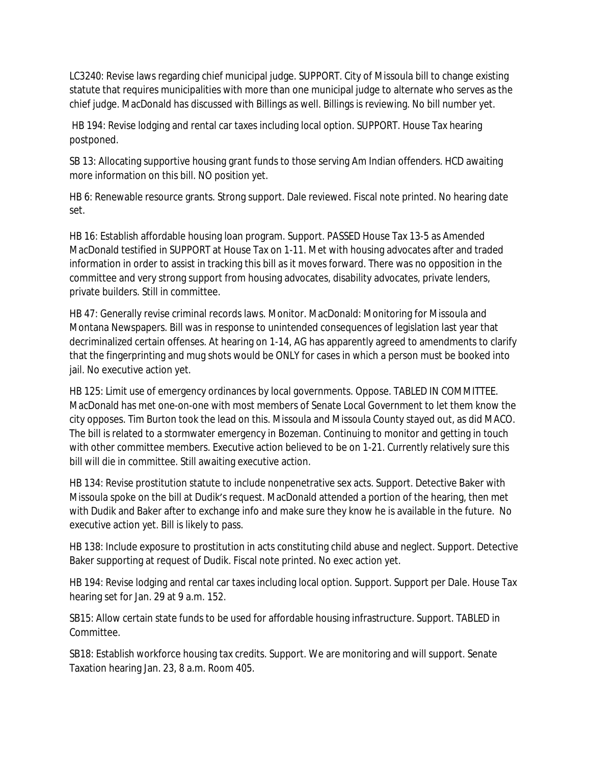LC3240: Revise laws regarding chief municipal judge. SUPPORT. City of Missoula bill to change existing statute that requires municipalities with more than one municipal judge to alternate who serves as the chief judge. MacDonald has discussed with Billings as well. Billings is reviewing. No bill number yet.

HB 194: Revise lodging and rental car taxes including local option. SUPPORT. House Tax hearing postponed.

SB 13: Allocating supportive housing grant funds to those serving Am Indian offenders. HCD awaiting more information on this bill. NO position yet.

HB 6: Renewable resource grants. Strong support. Dale reviewed. Fiscal note printed. No hearing date set.

HB 16: Establish affordable housing loan program. Support. PASSED House Tax 13-5 as Amended MacDonald testified in SUPPORT at House Tax on 1-11. Met with housing advocates after and traded information in order to assist in tracking this bill as it moves forward. There was no opposition in the committee and very strong support from housing advocates, disability advocates, private lenders, private builders. Still in committee.

HB 47: Generally revise criminal records laws. Monitor. MacDonald: Monitoring for Missoula and Montana Newspapers. Bill was in response to unintended consequences of legislation last year that decriminalized certain offenses. At hearing on 1-14, AG has apparently agreed to amendments to clarify that the fingerprinting and mug shots would be ONLY for cases in which a person must be booked into jail. No executive action yet.

HB 125: Limit use of emergency ordinances by local governments. Oppose. TABLED IN COMMITTEE. MacDonald has met one-on-one with most members of Senate Local Government to let them know the city opposes. Tim Burton took the lead on this. Missoula and Missoula County stayed out, as did MACO. The bill is related to a stormwater emergency in Bozeman. Continuing to monitor and getting in touch with other committee members. Executive action believed to be on 1-21. Currently relatively sure this bill will die in committee. Still awaiting executive action.

HB 134: Revise prostitution statute to include nonpenetrative sex acts. Support. Detective Baker with Missoula spoke on the bill at Dudik's request. MacDonald attended a portion of the hearing, then met with Dudik and Baker after to exchange info and make sure they know he is available in the future. No executive action yet. Bill is likely to pass.

HB 138: Include exposure to prostitution in acts constituting child abuse and neglect. Support. Detective Baker supporting at request of Dudik. Fiscal note printed. No exec action yet.

HB 194: Revise lodging and rental car taxes including local option. Support. Support per Dale. House Tax hearing set for Jan. 29 at 9 a.m. 152.

SB15: Allow certain state funds to be used for affordable housing infrastructure. Support. TABLED in Committee.

SB18: Establish workforce housing tax credits. Support. We are monitoring and will support. Senate Taxation hearing Jan. 23, 8 a.m. Room 405.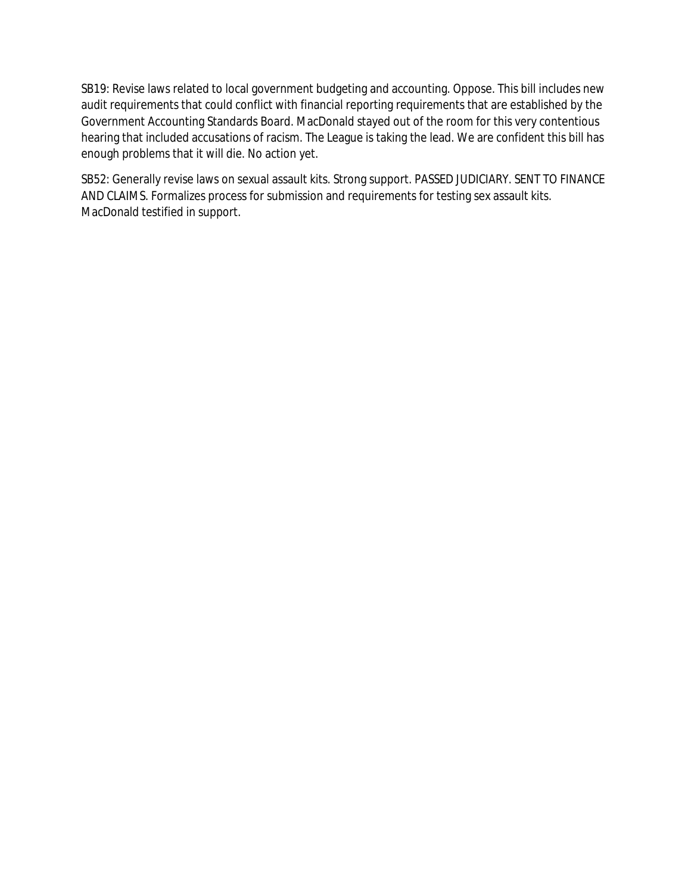SB19: Revise laws related to local government budgeting and accounting. Oppose. This bill includes new audit requirements that could conflict with financial reporting requirements that are established by the Government Accounting Standards Board. MacDonald stayed out of the room for this very contentious hearing that included accusations of racism. The League is taking the lead. We are confident this bill has enough problems that it will die. No action yet.

SB52: Generally revise laws on sexual assault kits. Strong support. PASSED JUDICIARY. SENT TO FINANCE AND CLAIMS. Formalizes process for submission and requirements for testing sex assault kits. MacDonald testified in support.